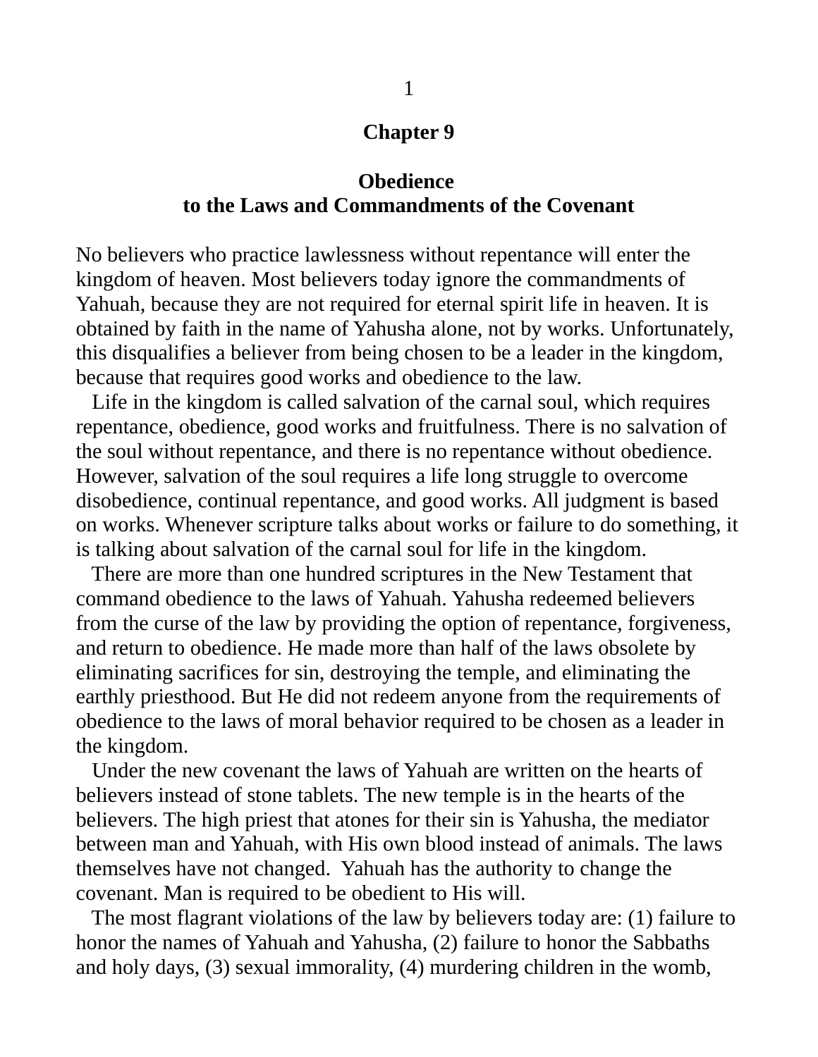# Chapter 9

## Obedience to the Laws and Commandments of the Covenant

No believers who practice lawlessness without repentance will enter the kingdom of heaven. Most believers today ignore the commandments of Yahuah, because they are not required for eternal spirit life in heaven. It is obtained by faith in the name of Yahusha alone, not by works. Unfortunately, this disqualifies a believer from being chosen to be a leader in the kingdom, because that requires good works and obedience to the law.

Life in the kingdom is called salvation of the carnal soul, which requires repentance, obedience, good works and fruitfulness. There is no salvation of the soul without repentance, and there is no repentance without obedience. However, salvation of the soul requires a life long struggle to overcome disobedience, continual repentance, and good works. All judgment is based on works. Whenever scripture talks about works or failure to do something, it is talking about salvation of the carnal soul for life in the kingdom.

There are more than one hundred scriptures in the New Testament that command obedience to the laws of Yahuah. Yahusha redeemed believers from the curse of the law by providing the option of repentance, forgiveness, and return to obedience. He made more than half of the laws obsolete by eliminating sacrifices for sin, destroying the temple, and eliminating the earthly priesthood. But He did not redeem anyone from the requirements of obedience to the laws of moral behavior required to be chosen as a leader in the kingdom.

Under the new covenant the laws of Yahuah are written on the hearts of believers instead of stone tablets. The new temple is in the hearts of the believers. The high priest that atones for their sin is Yahusha, the mediator between man and Yahuah, with His own blood instead of animals. The laws themselves have not changed. Yahuah has the authority to change the covenant. Man is required to be obedient to His will.

The most flagrant violations of the law by believers today are: (1) failure to honor the names of Yahuah and Yahusha, (2) failure to honor the Sabbaths and holy days, (3) sexual immorality, (4) murdering children in the womb,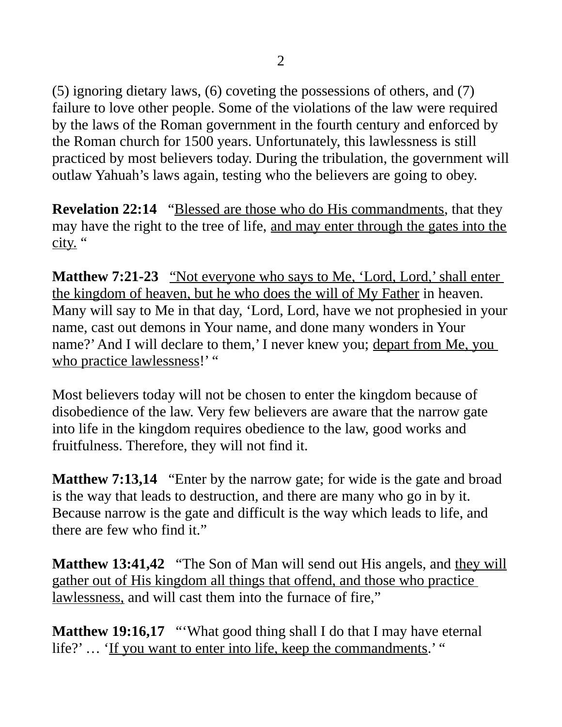(5) ignoring dietary laws, (6) coveting the possessions of others, and (7) failure to love other people. Some of the violations of the law were required by the laws of the Roman government in the fourth century and enforced by the Roman church for 1500 years. Unfortunately, this lawlessness is still practiced by most believers today. During the tribulation, the government will outlaw Yahuah's laws again, testing who the believers are going to obey.

**Revelation 22:14** "<u>Blessed are those who do His commandments</u>, that they may have the right to the tree of life, <u>and may enter through the gates into the city.</u> "

**Matthew 7:21-23** <u>"Not everyone who says to Me, 'Lord, Lord,' shall enter the kingdom of heaven, but he who does the will of My Father</u> in heaven. Many will say to Me in that day, 'Lord, Lord, have we not prophesied in your name, cast out demons in Your name, and done many wonders in Your name?' And I will declare to them,' I never knew you; <u>depart from Me, you who practice lawlessness</u>!' "

Most believers today will not be chosen to enter the kingdom because of disobedience of the law. Very few believers are aware that the narrow gate into life in the kingdom requires obedience to the law, good works and fruitfulness. Therefore, they will not find it.

**Matthew 7:13,14** "Enter by the narrow gate; for wide is the gate and broad is the way that leads to destruction, and there are many who go in by it. Because narrow is the gate and difficult is the way which leads to life, and there are few who find it."

**Matthew 13:41,42** "The Son of Man will send out His angels, and <u>they will gather out of His kingdom all things that offend, and those who practice lawlessness,</u> and will cast them into the furnace of fire,"

**Matthew 19:16,17** "'What good thing shall I do that I may have eternal life?' … '<u>If you want to enter into life, keep the commandments</u>.' "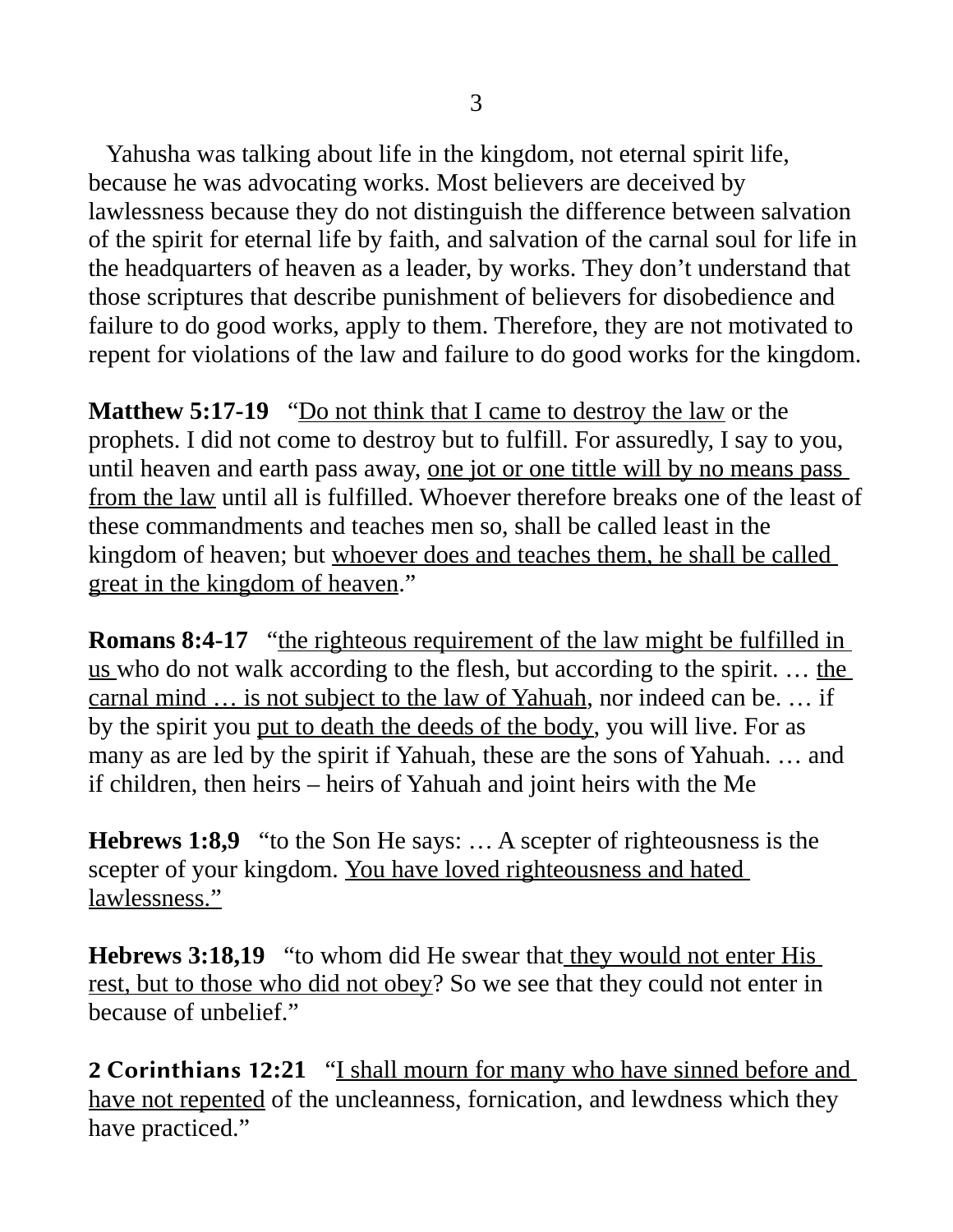Yahusha was talking about life in the kingdom, not eternal spirit life, because he was advocating works. Most believers are deceived by lawlessness because they do not distinguish the difference between salvation of the spirit for eternal life by faith, and salvation of the carnal soul for life in the headquarters of heaven as a leader, by works. They don't understand that those scriptures that describe punishment of believers for disobedience and failure to do good works, apply to them. Therefore, they are not motivated to repent for violations of the law and failure to do good works for the kingdom.

**Matthew 5:17-19** "<u>Do not think that I came to destroy the law</u> or the prophets. I did not come to destroy but to fulfill. For assuredly, I say to you, until heaven and earth pass away, <u>one jot or one tittle will by no means pass from the law</u> until all is fulfilled. Whoever therefore breaks one of the least of these commandments and teaches men so, shall be called least in the kingdom of heaven; but <u>whoever does and teaches them, he shall be called great in the kingdom of heaven</u>."

**Romans 8:4-17** "<u>the righteous requirement of the law might be fulfilled in us</u> who do not walk according to the flesh, but according to the spirit. … <u>the carnal mind … is not subject to the law of Yahuah</u>, nor indeed can be. … if by the spirit you <u>put to death the deeds of the body</u>, you will live. For as many as are led by the spirit if Yahuah, these are the sons of Yahuah. … and if children, then heirs – heirs of Yahuah and joint heirs with the Me

**Hebrews 1:8,9** "to the Son He says: … A scepter of righteousness is the scepter of your kingdom. <u>You have loved righteousness and hated lawlessness."</u>

**Hebrews 3:18,19** "to whom did He swear that <u>they would not enter His rest, but to those who did not obey</u>? So we see that they could not enter in because of unbelief."

**2 Corinthians 12:21** "<u>I shall mourn for many who have sinned before and have not repented</u> of the uncleanness, fornication, and lewdness which they have practiced."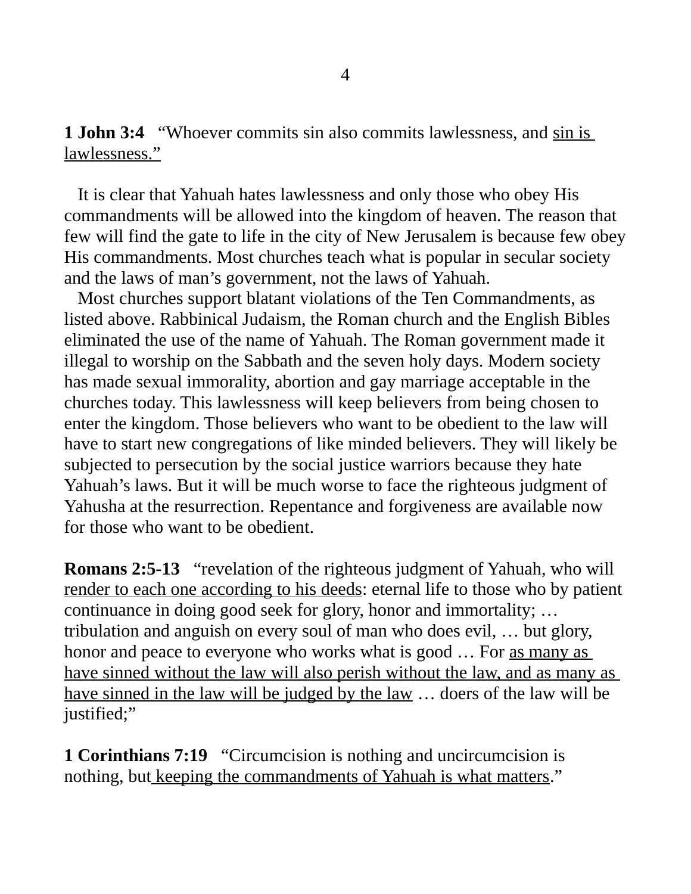**1 John 3:4**   "Whoever commits sin also commits lawlessness, and <u>sin is lawlessness."</u>

It is clear that Yahuah hates lawlessness and only those who obey His commandments will be allowed into the kingdom of heaven. The reason that few will find the gate to life in the city of New Jerusalem is because few obey His commandments. Most churches teach what is popular in secular society and the laws of man's government, not the laws of Yahuah.

Most churches support blatant violations of the Ten Commandments, as listed above. Rabbinical Judaism, the Roman church and the English Bibles eliminated the use of the name of Yahuah. The Roman government made it illegal to worship on the Sabbath and the seven holy days. Modern society has made sexual immorality, abortion and gay marriage acceptable in the churches today. This lawlessness will keep believers from being chosen to enter the kingdom. Those believers who want to be obedient to the law will have to start new congregations of like minded believers. They will likely be subjected to persecution by the social justice warriors because they hate Yahuah's laws. But it will be much worse to face the righteous judgment of Yahusha at the resurrection. Repentance and forgiveness are available now for those who want to be obedient.

**Romans 2:5-13**   "revelation of the righteous judgment of Yahuah, who will <u>render to each one according to his deeds</u>: eternal life to those who by patient continuance in doing good seek for glory, honor and immortality; … tribulation and anguish on every soul of man who does evil, … but glory, honor and peace to everyone who works what is good … For <u>as many as have sinned without the law will also perish without the law, and as many as have sinned in the law will be judged by the law</u> … doers of the law will be justified;"

**1 Corinthians 7:19**   "Circumcision is nothing and uncircumcision is nothing, but <u>keeping the commandments of Yahuah is what matters</u>."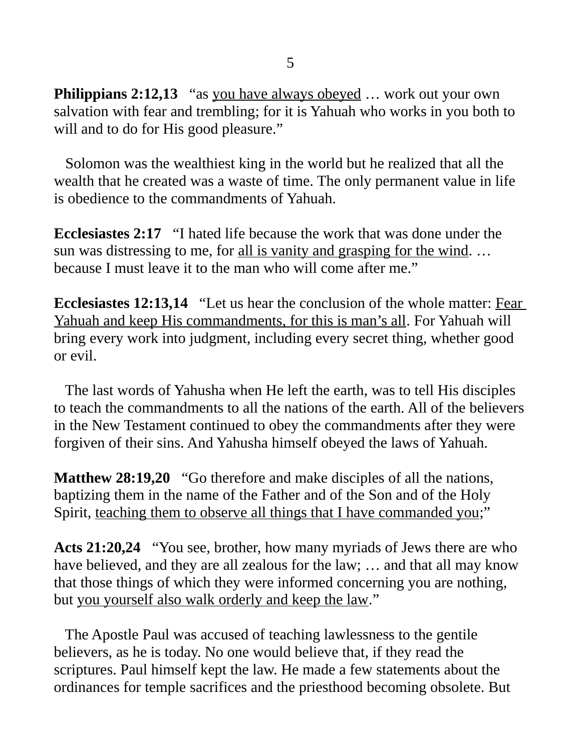**Philippians 2:12,13** "as <u>you have always obeyed</u> … work out your own salvation with fear and trembling; for it is Yahuah who works in you both to will and to do for His good pleasure."

Solomon was the wealthiest king in the world but he realized that all the wealth that he created was a waste of time. The only permanent value in life is obedience to the commandments of Yahuah.

**Ecclesiastes 2:17** "I hated life because the work that was done under the sun was distressing to me, for <u>all is vanity and grasping for the wind</u>. … because I must leave it to the man who will come after me."

**Ecclesiastes 12:13,14** "Let us hear the conclusion of the whole matter: <u>Fear Yahuah and keep His commandments, for this is man's all</u>. For Yahuah will bring every work into judgment, including every secret thing, whether good or evil.

The last words of Yahusha when He left the earth, was to tell His disciples to teach the commandments to all the nations of the earth. All of the believers in the New Testament continued to obey the commandments after they were forgiven of their sins. And Yahusha himself obeyed the laws of Yahuah.

**Matthew 28:19,20** "Go therefore and make disciples of all the nations, baptizing them in the name of the Father and of the Son and of the Holy Spirit, <u>teaching them to observe all things that I have commanded you</u>;"

**Acts 21:20,24** "You see, brother, how many myriads of Jews there are who have believed, and they are all zealous for the law; … and that all may know that those things of which they were informed concerning you are nothing, but <u>you yourself also walk orderly and keep the law</u>."

The Apostle Paul was accused of teaching lawlessness to the gentile believers, as he is today. No one would believe that, if they read the scriptures. Paul himself kept the law. He made a few statements about the ordinances for temple sacrifices and the priesthood becoming obsolete. But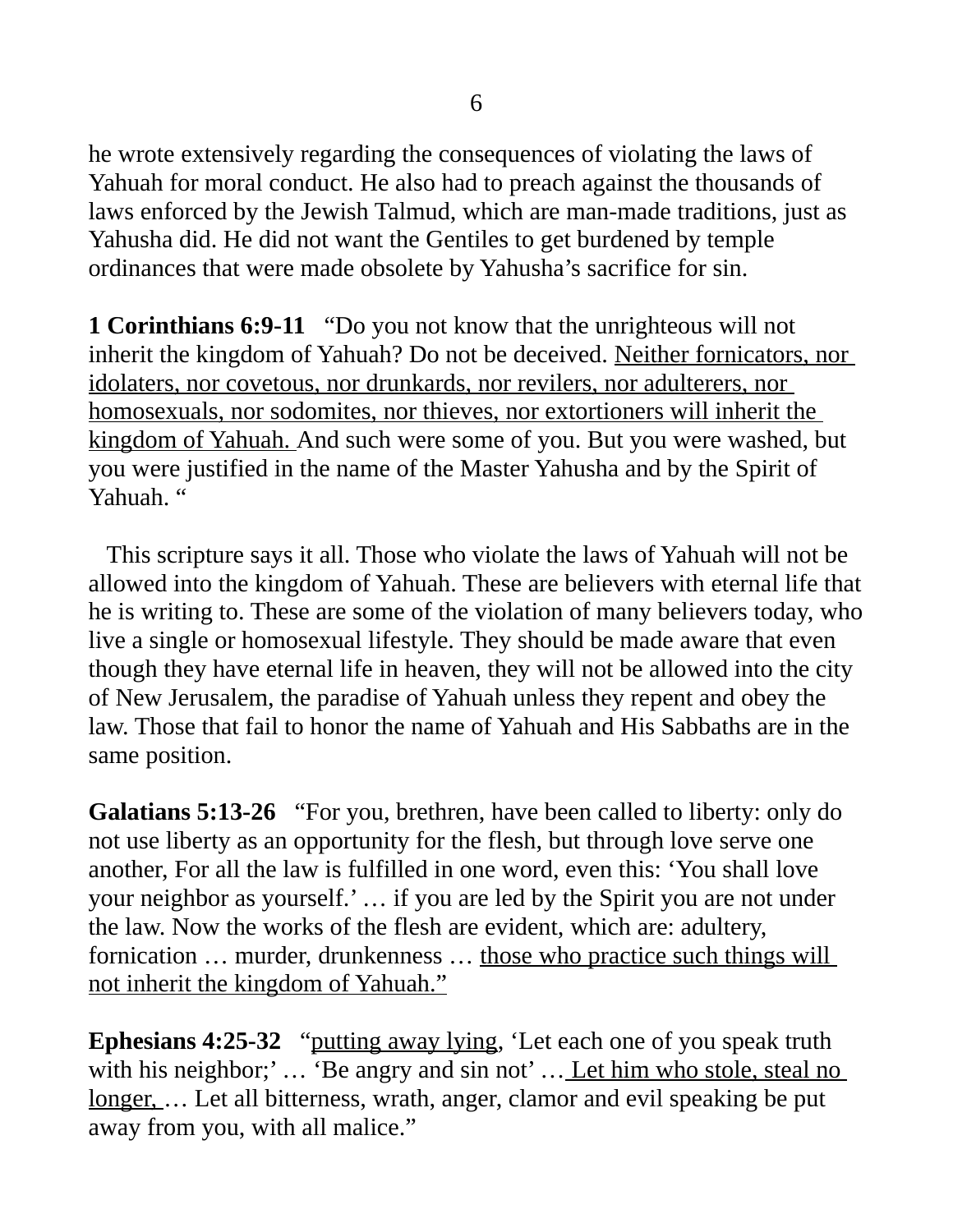he wrote extensively regarding the consequences of violating the laws of Yahuah for moral conduct. He also had to preach against the thousands of laws enforced by the Jewish Talmud, which are man-made traditions, just as Yahusha did. He did not want the Gentiles to get burdened by temple ordinances that were made obsolete by Yahusha's sacrifice for sin.

**1 Corinthians 6:9-11** "Do you not know that the unrighteous will not inherit the kingdom of Yahuah? Do not be deceived. <u>Neither fornicators, nor idolaters, nor covetous, nor drunkards, nor revilers, nor adulterers, nor homosexuals, nor sodomites, nor thieves, nor extortioners will inherit the kingdom of Yahuah.</u> And such were some of you. But you were washed, but you were justified in the name of the Master Yahusha and by the Spirit of Yahuah. "

This scripture says it all. Those who violate the laws of Yahuah will not be allowed into the kingdom of Yahuah. These are believers with eternal life that he is writing to. These are some of the violation of many believers today, who live a single or homosexual lifestyle. They should be made aware that even though they have eternal life in heaven, they will not be allowed into the city of New Jerusalem, the paradise of Yahuah unless they repent and obey the law. Those that fail to honor the name of Yahuah and His Sabbaths are in the same position.

**Galatians 5:13-26** "For you, brethren, have been called to liberty: only do not use liberty as an opportunity for the flesh, but through love serve one another, For all the law is fulfilled in one word, even this: 'You shall love your neighbor as yourself.' … if you are led by the Spirit you are not under the law. Now the works of the flesh are evident, which are: adultery, fornication … murder, drunkenness … <u>those who practice such things will not inherit the kingdom of Yahuah."</u>

**Ephesians 4:25-32** "<u>putting away lying</u>, 'Let each one of you speak truth with his neighbor;' … 'Be angry and sin not' … <u>Let him who stole, steal no longer,</u> … Let all bitterness, wrath, anger, clamor and evil speaking be put away from you, with all malice."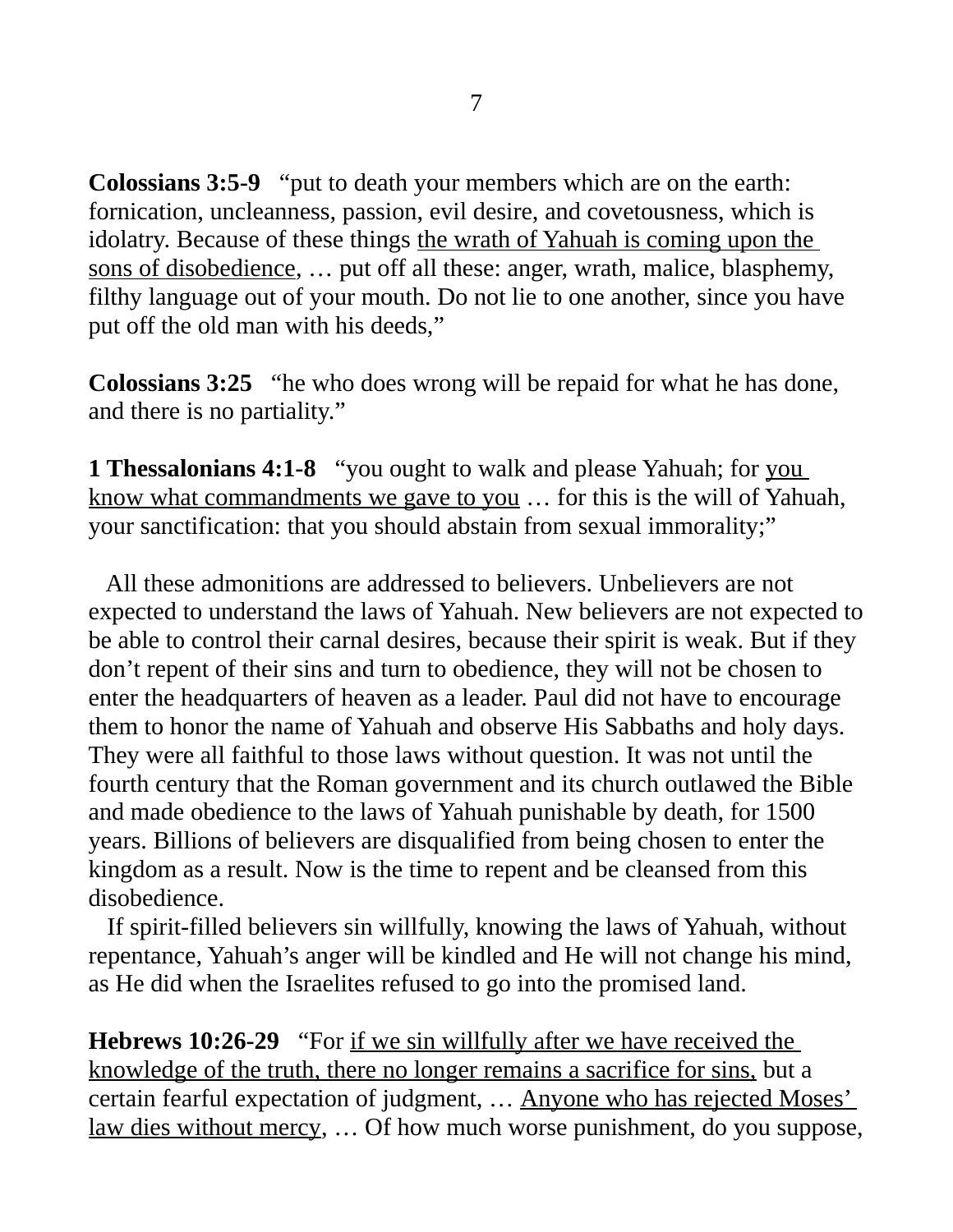**Colossians 3:5-9** "put to death your members which are on the earth: fornication, uncleanness, passion, evil desire, and covetousness, which is idolatry. Because of these things <u>the wrath of Yahuah is coming upon the sons of disobedience</u>, … put off all these: anger, wrath, malice, blasphemy, filthy language out of your mouth. Do not lie to one another, since you have put off the old man with his deeds,"

**Colossians 3:25** "he who does wrong will be repaid for what he has done, and there is no partiality."

**1 Thessalonians 4:1-8** "you ought to walk and please Yahuah; for <u>you know what commandments we gave to you</u> … for this is the will of Yahuah, your sanctification: that you should abstain from sexual immorality;"

All these admonitions are addressed to believers. Unbelievers are not expected to understand the laws of Yahuah. New believers are not expected to be able to control their carnal desires, because their spirit is weak. But if they don't repent of their sins and turn to obedience, they will not be chosen to enter the headquarters of heaven as a leader. Paul did not have to encourage them to honor the name of Yahuah and observe His Sabbaths and holy days. They were all faithful to those laws without question. It was not until the fourth century that the Roman government and its church outlawed the Bible and made obedience to the laws of Yahuah punishable by death, for 1500 years. Billions of believers are disqualified from being chosen to enter the kingdom as a result. Now is the time to repent and be cleansed from this disobedience.

If spirit-filled believers sin willfully, knowing the laws of Yahuah, without repentance, Yahuah's anger will be kindled and He will not change his mind, as He did when the Israelites refused to go into the promised land.

**Hebrews 10:26-29** "For <u>if we sin willfully after we have received the knowledge of the truth, there no longer remains a sacrifice for sins,</u> but a certain fearful expectation of judgment, … <u>Anyone who has rejected Moses' law dies without mercy</u>, … Of how much worse punishment, do you suppose,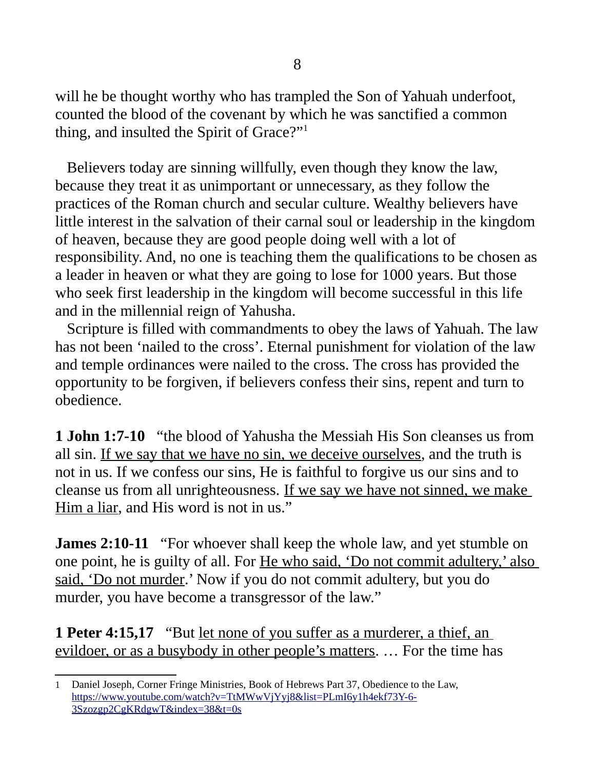will he be thought worthy who has trampled the Son of Yahuah underfoot, counted the blood of the covenant by which he was sanctified a common thing, and insulted the Spirit of Grace?"[1]

Believers today are sinning willfully, even though they know the law, because they treat it as unimportant or unnecessary, as they follow the practices of the Roman church and secular culture. Wealthy believers have little interest in the salvation of their carnal soul or leadership in the kingdom of heaven, because they are good people doing well with a lot of responsibility. And, no one is teaching them the qualifications to be chosen as a leader in heaven or what they are going to lose for 1000 years. But those who seek first leadership in the kingdom will become successful in this life and in the millennial reign of Yahusha.

Scripture is filled with commandments to obey the laws of Yahuah. The law has not been 'nailed to the cross'. Eternal punishment for violation of the law and temple ordinances were nailed to the cross. The cross has provided the opportunity to be forgiven, if believers confess their sins, repent and turn to obedience.

**1 John 1:7-10** "the blood of Yahusha the Messiah His Son cleanses us from all sin. <u>If we say that we have no sin, we deceive ourselves</u>, and the truth is not in us. If we confess our sins, He is faithful to forgive us our sins and to cleanse us from all unrighteousness. <u>If we say we have not sinned, we make Him a liar</u>, and His word is not in us."

**James 2:10-11** "For whoever shall keep the whole law, and yet stumble on one point, he is guilty of all. For <u>He who said, 'Do not commit adultery,' also said, 'Do not murder</u>.' Now if you do not commit adultery, but you do murder, you have become a transgressor of the law."

**1 Peter 4:15,17** "But <u>let none of you suffer as a murderer, a thief, an evildoer, or as a busybody in other people's matters</u>. … For the time has

---

1 Daniel Joseph, Corner Fringe Ministries, Book of Hebrews Part 37, Obedience to the Law, https://www.youtube.com/watch?v=TtMWwVjYyj8&list=PLmI6y1h4ekf73Y-6-3Szozgp2CgKRdgwT&index=38&t=0s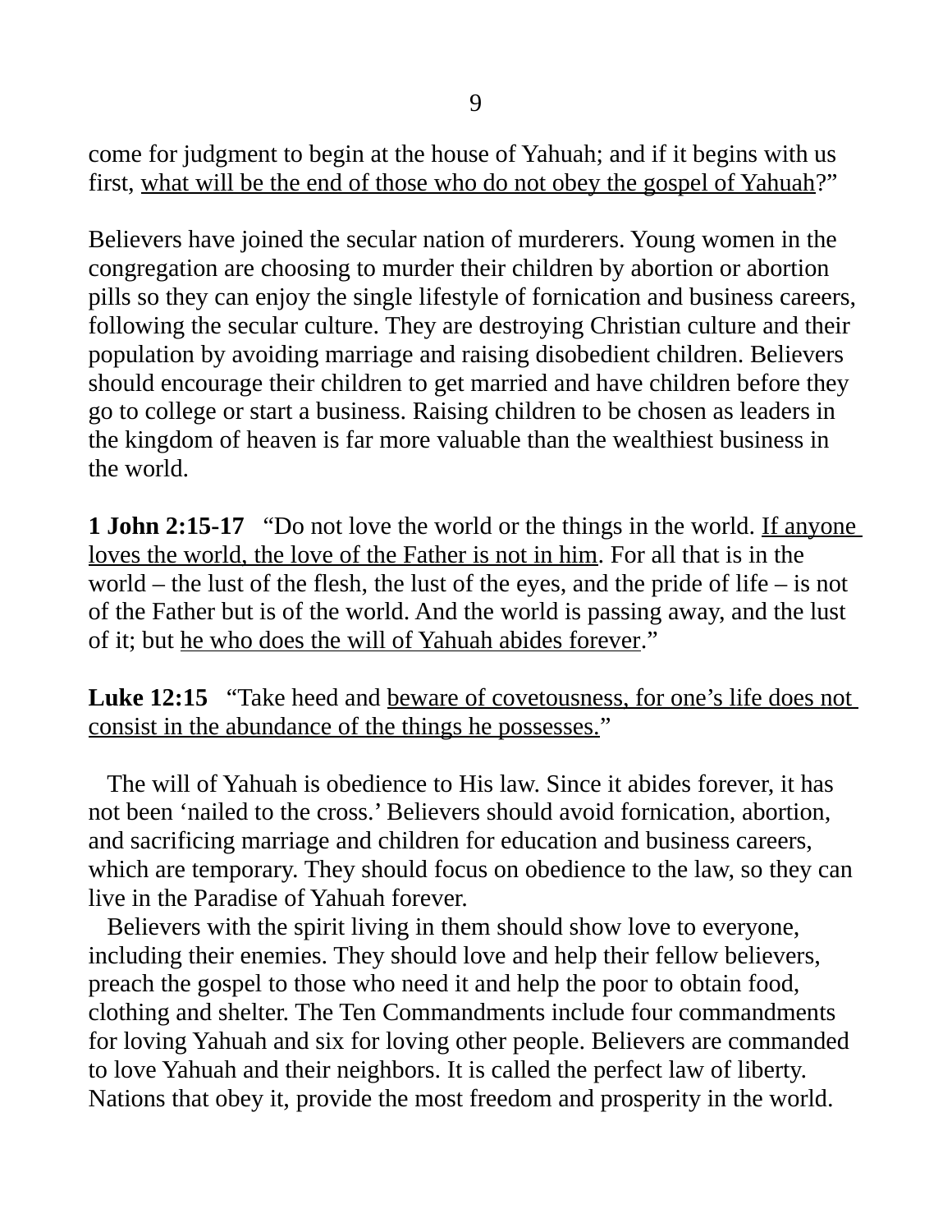come for judgment to begin at the house of Yahuah; and if it begins with us first, <u>what will be the end of those who do not obey the gospel of Yahuah</u>?"

Believers have joined the secular nation of murderers. Young women in the congregation are choosing to murder their children by abortion or abortion pills so they can enjoy the single lifestyle of fornication and business careers, following the secular culture. They are destroying Christian culture and their population by avoiding marriage and raising disobedient children. Believers should encourage their children to get married and have children before they go to college or start a business. Raising children to be chosen as leaders in the kingdom of heaven is far more valuable than the wealthiest business in the world.

**1 John 2:15-17** "Do not love the world or the things in the world. <u>If anyone loves the world, the love of the Father is not in him</u>. For all that is in the world – the lust of the flesh, the lust of the eyes, and the pride of life – is not of the Father but is of the world. And the world is passing away, and the lust of it; but <u>he who does the will of Yahuah abides forever</u>."

**Luke 12:15** "Take heed and <u>beware of covetousness, for one's life does not consist in the abundance of the things he possesses.</u>"

The will of Yahuah is obedience to His law. Since it abides forever, it has not been 'nailed to the cross.' Believers should avoid fornication, abortion, and sacrificing marriage and children for education and business careers, which are temporary. They should focus on obedience to the law, so they can live in the Paradise of Yahuah forever.

Believers with the spirit living in them should show love to everyone, including their enemies. They should love and help their fellow believers, preach the gospel to those who need it and help the poor to obtain food, clothing and shelter. The Ten Commandments include four commandments for loving Yahuah and six for loving other people. Believers are commanded to love Yahuah and their neighbors. It is called the perfect law of liberty. Nations that obey it, provide the most freedom and prosperity in the world.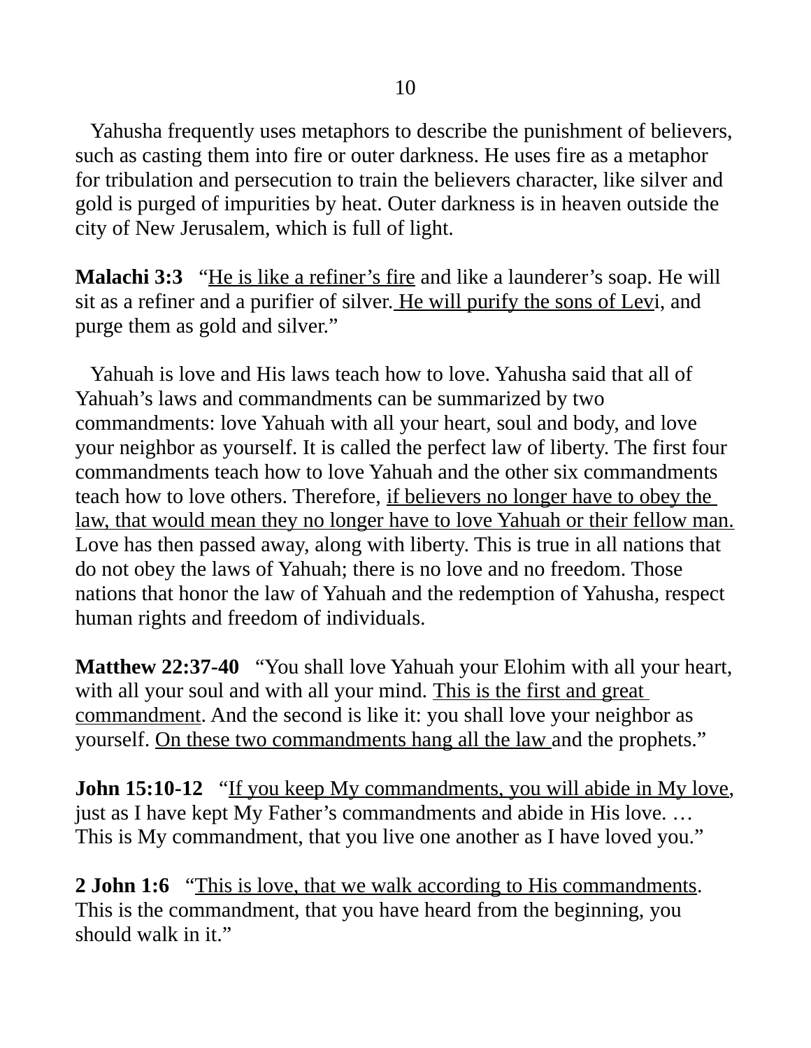Yahusha frequently uses metaphors to describe the punishment of believers, such as casting them into fire or outer darkness. He uses fire as a metaphor for tribulation and persecution to train the believers character, like silver and gold is purged of impurities by heat. Outer darkness is in heaven outside the city of New Jerusalem, which is full of light.

**Malachi 3:3** "<u>He is like a refiner's fire</u> and like a launderer's soap. He will sit as a refiner and a purifier of silver. <u>He will purify the sons of Levi</u>, and purge them as gold and silver."

Yahuah is love and His laws teach how to love. Yahusha said that all of Yahuah's laws and commandments can be summarized by two commandments: love Yahuah with all your heart, soul and body, and love your neighbor as yourself. It is called the perfect law of liberty. The first four commandments teach how to love Yahuah and the other six commandments teach how to love others. Therefore, <u>if believers no longer have to obey the law, that would mean they no longer have to love Yahuah or their fellow man.</u> Love has then passed away, along with liberty. This is true in all nations that do not obey the laws of Yahuah; there is no love and no freedom. Those nations that honor the law of Yahuah and the redemption of Yahusha, respect human rights and freedom of individuals.

**Matthew 22:37-40** "You shall love Yahuah your Elohim with all your heart, with all your soul and with all your mind. <u>This is the first and great commandment</u>. And the second is like it: you shall love your neighbor as yourself. <u>On these two commandments hang all the law</u> and the prophets."

**John 15:10-12** "<u>If you keep My commandments, you will abide in My love</u>, just as I have kept My Father's commandments and abide in His love. … This is My commandment, that you live one another as I have loved you."

**2 John 1:6** "<u>This is love, that we walk according to His commandments</u>. This is the commandment, that you have heard from the beginning, you should walk in it."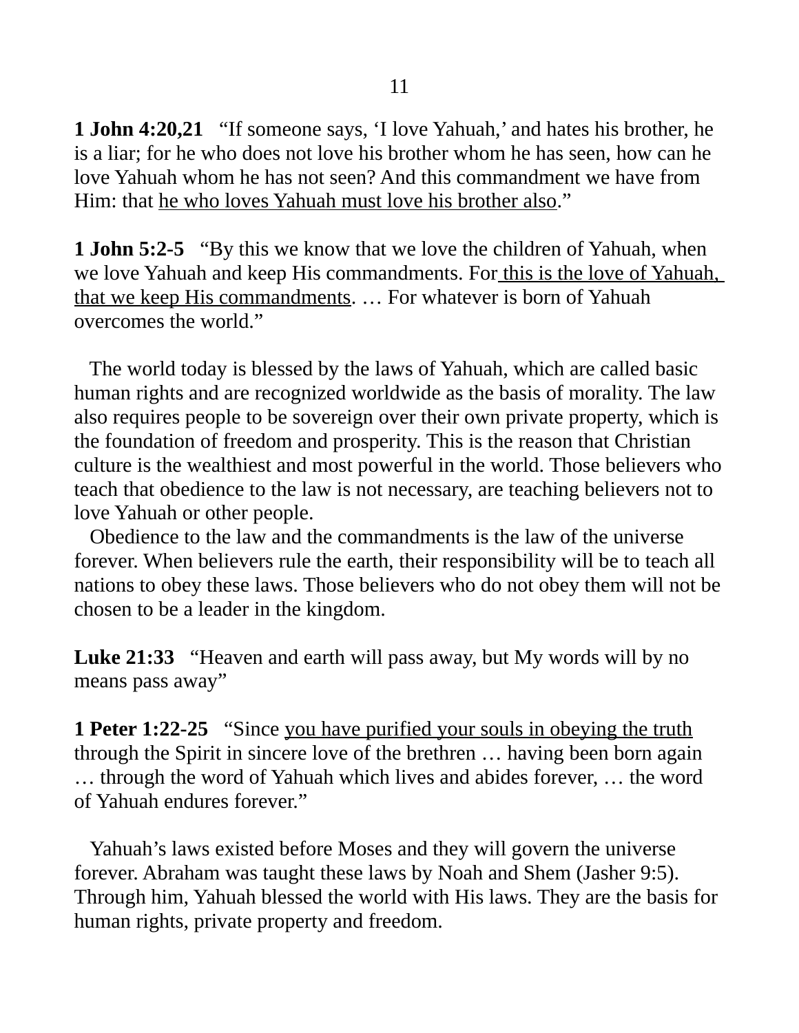**1 John 4:20,21** “If someone says, ‘I love Yahuah,’ and hates his brother, he is a liar; for he who does not love his brother whom he has seen, how can he love Yahuah whom he has not seen? And this commandment we have from Him: that <u>he who loves Yahuah must love his brother also</u>.”

**1 John 5:2-5** “By this we know that we love the children of Yahuah, when we love Yahuah and keep His commandments. For <u>this is the love of Yahuah, that we keep His commandments</u>. … For whatever is born of Yahuah overcomes the world.”

The world today is blessed by the laws of Yahuah, which are called basic human rights and are recognized worldwide as the basis of morality. The law also requires people to be sovereign over their own private property, which is the foundation of freedom and prosperity. This is the reason that Christian culture is the wealthiest and most powerful in the world. Those believers who teach that obedience to the law is not necessary, are teaching believers not to love Yahuah or other people.

Obedience to the law and the commandments is the law of the universe forever. When believers rule the earth, their responsibility will be to teach all nations to obey these laws. Those believers who do not obey them will not be chosen to be a leader in the kingdom.

**Luke 21:33** “Heaven and earth will pass away, but My words will by no means pass away”

**1 Peter 1:22-25** “Since <u>you have purified your souls in obeying the truth</u> through the Spirit in sincere love of the brethren … having been born again … through the word of Yahuah which lives and abides forever, … the word of Yahuah endures forever.”

Yahuah’s laws existed before Moses and they will govern the universe forever. Abraham was taught these laws by Noah and Shem (Jasher 9:5). Through him, Yahuah blessed the world with His laws. They are the basis for human rights, private property and freedom.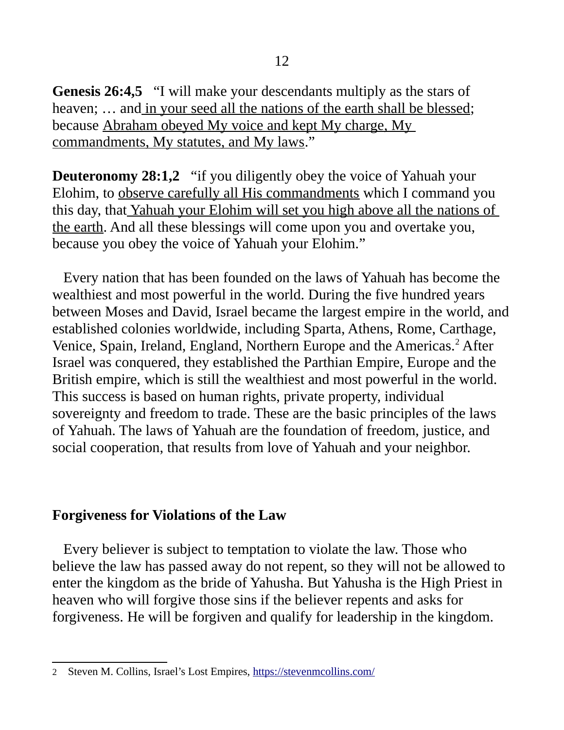**Genesis 26:4,5** "I will make your descendants multiply as the stars of heaven; … and <u>in your seed all the nations of the earth shall be blessed</u>; because <u>Abraham obeyed My voice and kept My charge, My commandments, My statutes, and My laws</u>."

**Deuteronomy 28:1,2** "if you diligently obey the voice of Yahuah your Elohim, to <u>observe carefully all His commandments</u> which I command you this day, that <u>Yahuah your Elohim will set you high above all the nations of the earth</u>. And all these blessings will come upon you and overtake you, because you obey the voice of Yahuah your Elohim."

Every nation that has been founded on the laws of Yahuah has become the wealthiest and most powerful in the world. During the five hundred years between Moses and David, Israel became the largest empire in the world, and established colonies worldwide, including Sparta, Athens, Rome, Carthage, Venice, Spain, Ireland, England, Northern Europe and the Americas.[2] After Israel was conquered, they established the Parthian Empire, Europe and the British empire, which is still the wealthiest and most powerful in the world. This success is based on human rights, private property, individual sovereignty and freedom to trade. These are the basic principles of the laws of Yahuah. The laws of Yahuah are the foundation of freedom, justice, and social cooperation, that results from love of Yahuah and your neighbor.

## Forgiveness for Violations of the Law

Every believer is subject to temptation to violate the law. Those who believe the law has passed away do not repent, so they will not be allowed to enter the kingdom as the bride of Yahusha. But Yahusha is the High Priest in heaven who will forgive those sins if the believer repents and asks for forgiveness. He will be forgiven and qualify for leadership in the kingdom.

---

2 Steven M. Collins, Israel's Lost Empires, https://stevenmcollins.com/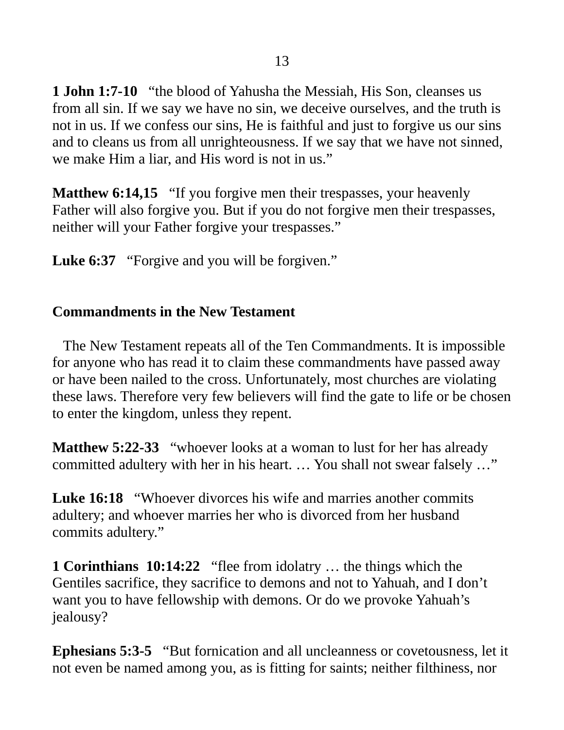**1 John 1:7-10** “the blood of Yahusha the Messiah, His Son, cleanses us from all sin. If we say we have no sin, we deceive ourselves, and the truth is not in us. If we confess our sins, He is faithful and just to forgive us our sins and to cleans us from all unrighteousness. If we say that we have not sinned, we make Him a liar, and His word is not in us.”

**Matthew 6:14,15** “If you forgive men their trespasses, your heavenly Father will also forgive you. But if you do not forgive men their trespasses, neither will your Father forgive your trespasses.”

**Luke 6:37** “Forgive and you will be forgiven.”

**Commandments in the New Testament**

The New Testament repeats all of the Ten Commandments. It is impossible for anyone who has read it to claim these commandments have passed away or have been nailed to the cross. Unfortunately, most churches are violating these laws. Therefore very few believers will find the gate to life or be chosen to enter the kingdom, unless they repent.

**Matthew 5:22-33** “whoever looks at a woman to lust for her has already committed adultery with her in his heart. … You shall not swear falsely …”

**Luke 16:18** “Whoever divorces his wife and marries another commits adultery; and whoever marries her who is divorced from her husband commits adultery.”

**1 Corinthians 10:14:22** “flee from idolatry … the things which the Gentiles sacrifice, they sacrifice to demons and not to Yahuah, and I don’t want you to have fellowship with demons. Or do we provoke Yahuah’s jealousy?

**Ephesians 5:3-5** “But fornication and all uncleanness or covetousness, let it not even be named among you, as is fitting for saints; neither filthiness, nor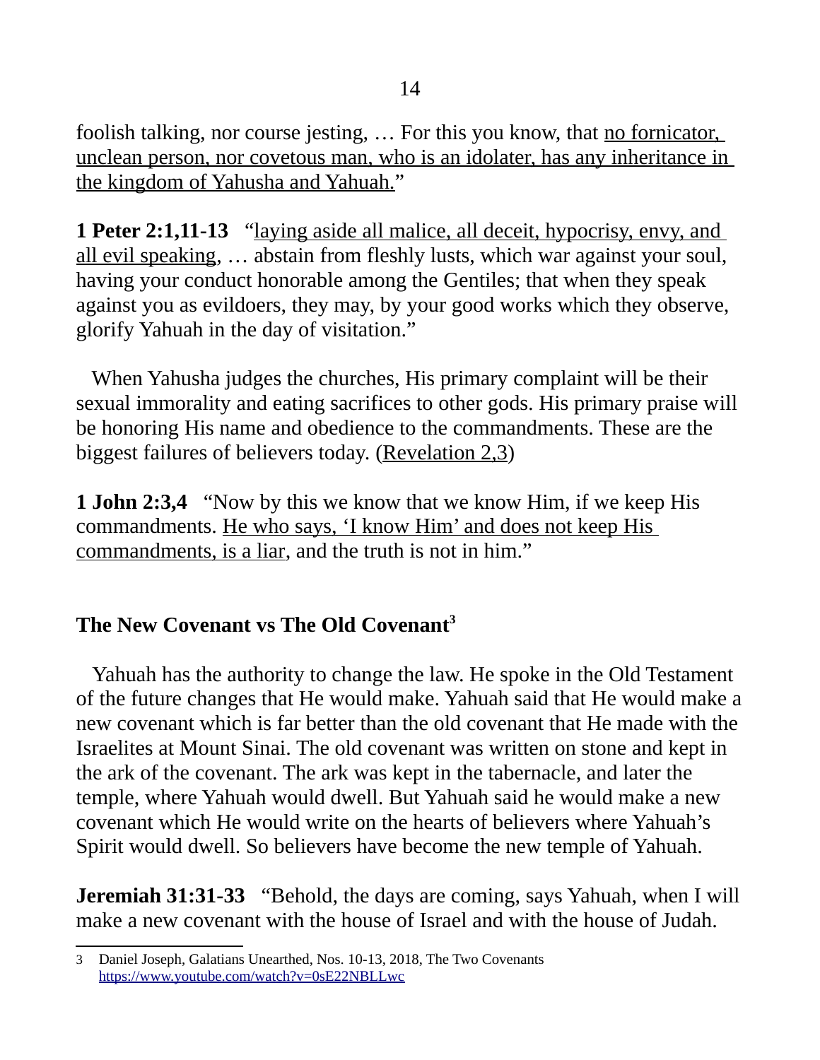foolish talking, nor course jesting, … For this you know, that <u>no fornicator, unclean person, nor covetous man, who is an idolater, has any inheritance in the kingdom of Yahusha and Yahuah.</u>"

**1 Peter 2:1,11-13** "<u>laying aside all malice, all deceit, hypocrisy, envy, and all evil speaking</u>, … abstain from fleshly lusts, which war against your soul, having your conduct honorable among the Gentiles; that when they speak against you as evildoers, they may, by your good works which they observe, glorify Yahuah in the day of visitation."

When Yahusha judges the churches, His primary complaint will be their sexual immorality and eating sacrifices to other gods. His primary praise will be honoring His name and obedience to the commandments. These are the biggest failures of believers today. (<u>Revelation 2,3</u>)

**1 John 2:3,4** "Now by this we know that we know Him, if we keep His commandments. <u>He who says, 'I know Him' and does not keep His commandments, is a liar</u>, and the truth is not in him."

## The New Covenant vs The Old Covenant[3]

Yahuah has the authority to change the law. He spoke in the Old Testament of the future changes that He would make. Yahuah said that He would make a new covenant which is far better than the old covenant that He made with the Israelites at Mount Sinai. The old covenant was written on stone and kept in the ark of the covenant. The ark was kept in the tabernacle, and later the temple, where Yahuah would dwell. But Yahuah said he would make a new covenant which He would write on the hearts of believers where Yahuah's Spirit would dwell. So believers have become the new temple of Yahuah.

**Jeremiah 31:31-33** "Behold, the days are coming, says Yahuah, when I will make a new covenant with the house of Israel and with the house of Judah.

3 Daniel Joseph, Galatians Unearthed, Nos. 10-13, 2018, The Two Covenants https://www.youtube.com/watch?v=0sE22NBLLwc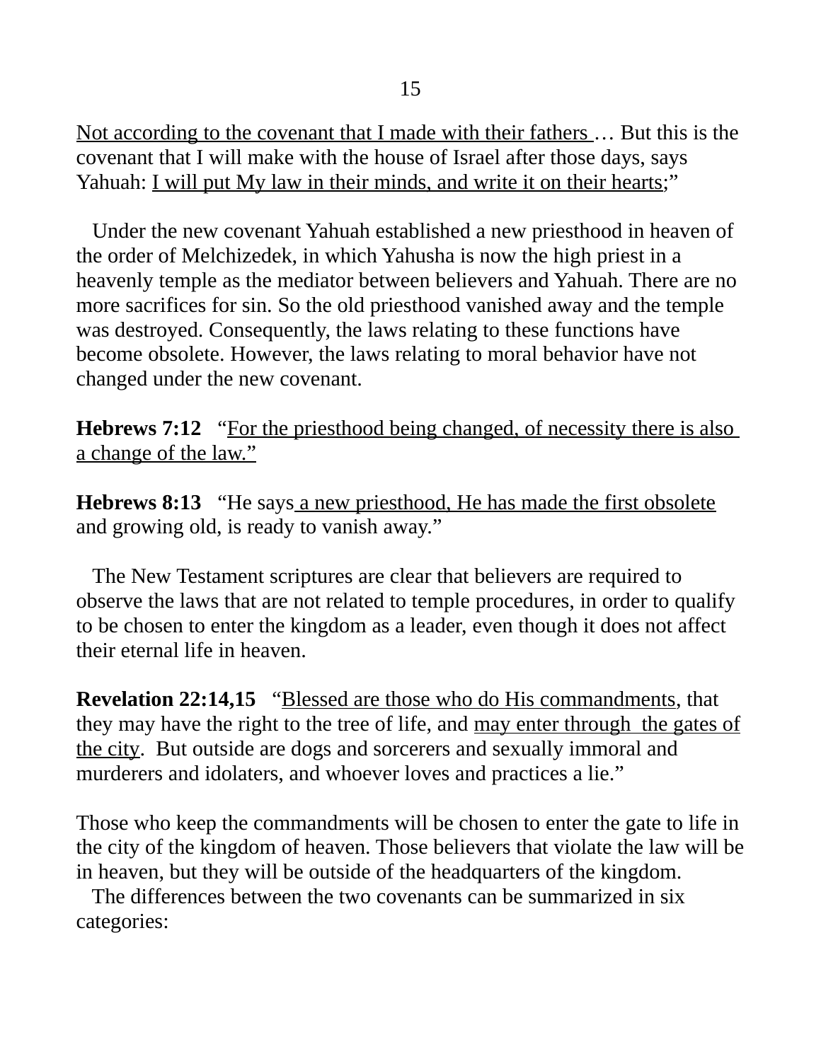Not according to the covenant that I made with their fathers … But this is the covenant that I will make with the house of Israel after those days, says Yahuah: I will put My law in their minds, and write it on their hearts;"

Under the new covenant Yahuah established a new priesthood in heaven of the order of Melchizedek, in which Yahusha is now the high priest in a heavenly temple as the mediator between believers and Yahuah. There are no more sacrifices for sin. So the old priesthood vanished away and the temple was destroyed. Consequently, the laws relating to these functions have become obsolete. However, the laws relating to moral behavior have not changed under the new covenant.

**Hebrews 7:12** "For the priesthood being changed, of necessity there is also a change of the law."

**Hebrews 8:13** "He says a new priesthood, He has made the first obsolete and growing old, is ready to vanish away."

The New Testament scriptures are clear that believers are required to observe the laws that are not related to temple procedures, in order to qualify to be chosen to enter the kingdom as a leader, even though it does not affect their eternal life in heaven.

**Revelation 22:14,15** "Blessed are those who do His commandments, that they may have the right to the tree of life, and may enter through the gates of the city. But outside are dogs and sorcerers and sexually immoral and murderers and idolaters, and whoever loves and practices a lie."

Those who keep the commandments will be chosen to enter the gate to life in the city of the kingdom of heaven. Those believers that violate the law will be in heaven, but they will be outside of the headquarters of the kingdom.

The differences between the two covenants can be summarized in six categories: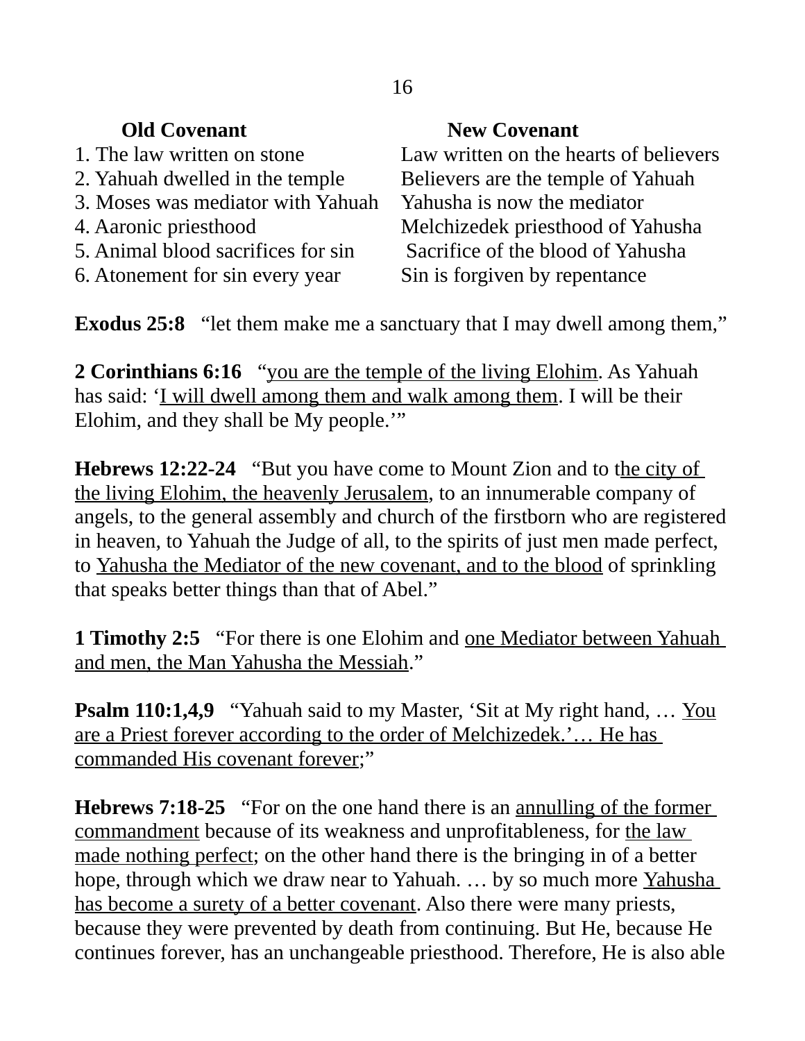| Old Covenant | New Covenant |
|---|---|
| 1. The law written on stone | Law written on the hearts of believers |
| 2. Yahuah dwelled in the temple | Believers are the temple of Yahuah |
| 3. Moses was mediator with Yahuah | Yahusha is now the mediator |
| 4. Aaronic priesthood | Melchizedek priesthood of Yahusha |
| 5. Animal blood sacrifices for sin | Sacrifice of the blood of Yahusha |
| 6. Atonement for sin every year | Sin is forgiven by repentance |

**Exodus 25:8** “let them make me a sanctuary that I may dwell among them,”

**2 Corinthians 6:16** “you are the temple of the living Elohim. As Yahuah has said: ‘I will dwell among them and walk among them. I will be their Elohim, and they shall be My people.’”

**Hebrews 12:22-24** “But you have come to Mount Zion and to the city of the living Elohim, the heavenly Jerusalem, to an innumerable company of angels, to the general assembly and church of the firstborn who are registered in heaven, to Yahuah the Judge of all, to the spirits of just men made perfect, to Yahusha the Mediator of the new covenant, and to the blood of sprinkling that speaks better things than that of Abel.”

**1 Timothy 2:5** “For there is one Elohim and one Mediator between Yahuah and men, the Man Yahusha the Messiah.”

**Psalm 110:1,4,9** “Yahuah said to my Master, ‘Sit at My right hand, … You are a Priest forever according to the order of Melchizedek.’… He has commanded His covenant forever;”

**Hebrews 7:18-25** “For on the one hand there is an annulling of the former commandment because of its weakness and unprofitableness, for the law made nothing perfect; on the other hand there is the bringing in of a better hope, through which we draw near to Yahuah. … by so much more Yahusha has become a surety of a better covenant. Also there were many priests, because they were prevented by death from continuing. But He, because He continues forever, has an unchangeable priesthood. Therefore, He is also able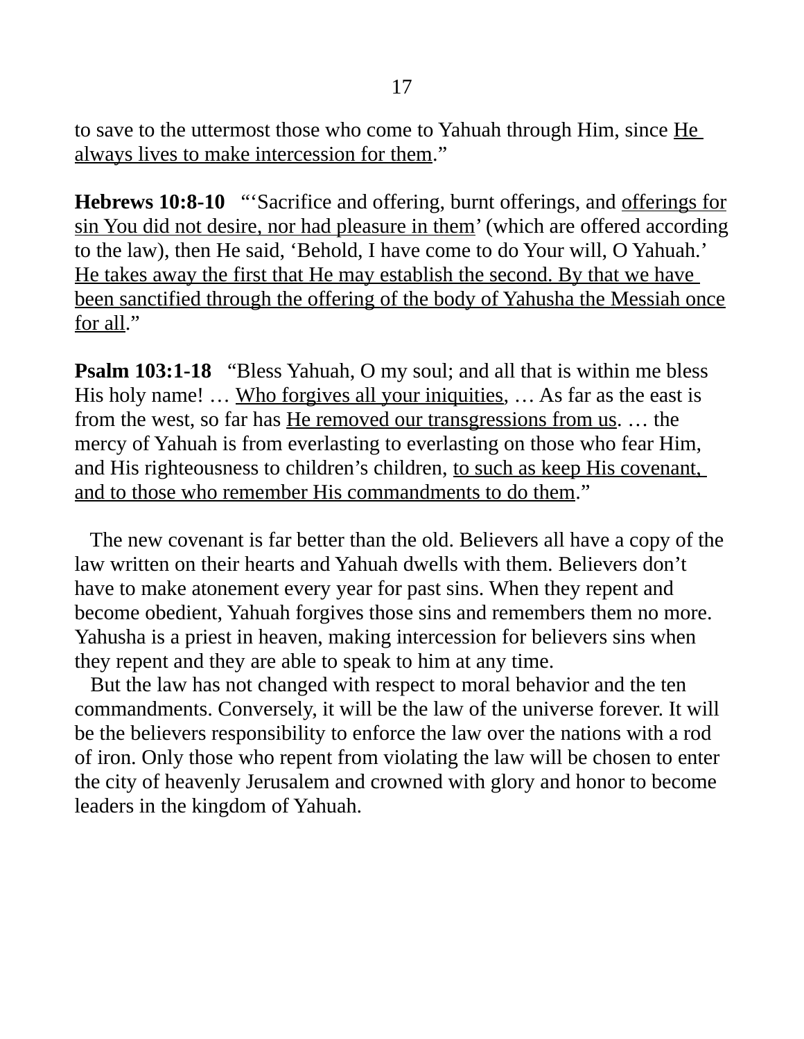to save to the uttermost those who come to Yahuah through Him, since <u>He always lives to make intercession for them</u>."

**Hebrews 10:8-10** "'Sacrifice and offering, burnt offerings, and <u>offerings for sin You did not desire, nor had pleasure in them</u>' (which are offered according to the law), then He said, 'Behold, I have come to do Your will, O Yahuah.' <u>He takes away the first that He may establish the second. By that we have been sanctified through the offering of the body of Yahusha the Messiah once for all</u>."

**Psalm 103:1-18** "Bless Yahuah, O my soul; and all that is within me bless His holy name! … <u>Who forgives all your iniquities</u>, … As far as the east is from the west, so far has <u>He removed our transgressions from us</u>. … the mercy of Yahuah is from everlasting to everlasting on those who fear Him, and His righteousness to children's children, <u>to such as keep His covenant, and to those who remember His commandments to do them</u>."

The new covenant is far better than the old. Believers all have a copy of the law written on their hearts and Yahuah dwells with them. Believers don't have to make atonement every year for past sins. When they repent and become obedient, Yahuah forgives those sins and remembers them no more. Yahusha is a priest in heaven, making intercession for believers sins when they repent and they are able to speak to him at any time.

But the law has not changed with respect to moral behavior and the ten commandments. Conversely, it will be the law of the universe forever. It will be the believers responsibility to enforce the law over the nations with a rod of iron. Only those who repent from violating the law will be chosen to enter the city of heavenly Jerusalem and crowned with glory and honor to become leaders in the kingdom of Yahuah.